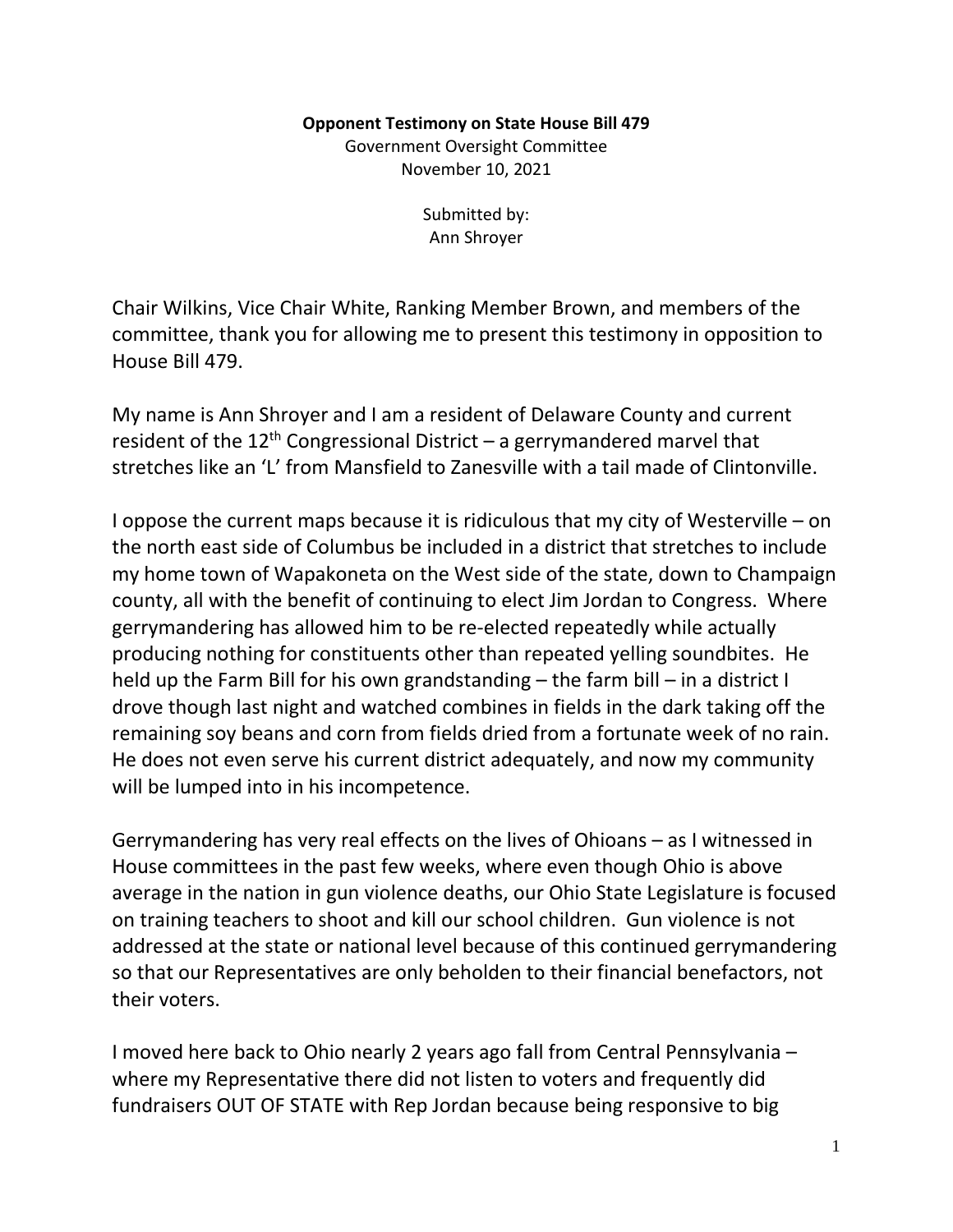**Opponent Testimony on State House Bill 479**
Government Oversight Committee
November 10, 2021

Submitted by:
Ann Shroyer

Chair Wilkins, Vice Chair White, Ranking Member Brown, and members of the committee, thank you for allowing me to present this testimony in opposition to House Bill 479.

My name is Ann Shroyer and I am a resident of Delaware County and current resident of the 12th Congressional District – a gerrymandered marvel that stretches like an 'L' from Mansfield to Zanesville with a tail made of Clintonville.

I oppose the current maps because it is ridiculous that my city of Westerville – on the north east side of Columbus be included in a district that stretches to include my home town of Wapakoneta on the West side of the state, down to Champaign county, all with the benefit of continuing to elect Jim Jordan to Congress. Where gerrymandering has allowed him to be re-elected repeatedly while actually producing nothing for constituents other than repeated yelling soundbites. He held up the Farm Bill for his own grandstanding – the farm bill – in a district I drove though last night and watched combines in fields in the dark taking off the remaining soy beans and corn from fields dried from a fortunate week of no rain. He does not even serve his current district adequately, and now my community will be lumped into in his incompetence.

Gerrymandering has very real effects on the lives of Ohioans – as I witnessed in House committees in the past few weeks, where even though Ohio is above average in the nation in gun violence deaths, our Ohio State Legislature is focused on training teachers to shoot and kill our school children. Gun violence is not addressed at the state or national level because of this continued gerrymandering so that our Representatives are only beholden to their financial benefactors, not their voters.

I moved here back to Ohio nearly 2 years ago fall from Central Pennsylvania – where my Representative there did not listen to voters and frequently did fundraisers OUT OF STATE with Rep Jordan because being responsive to big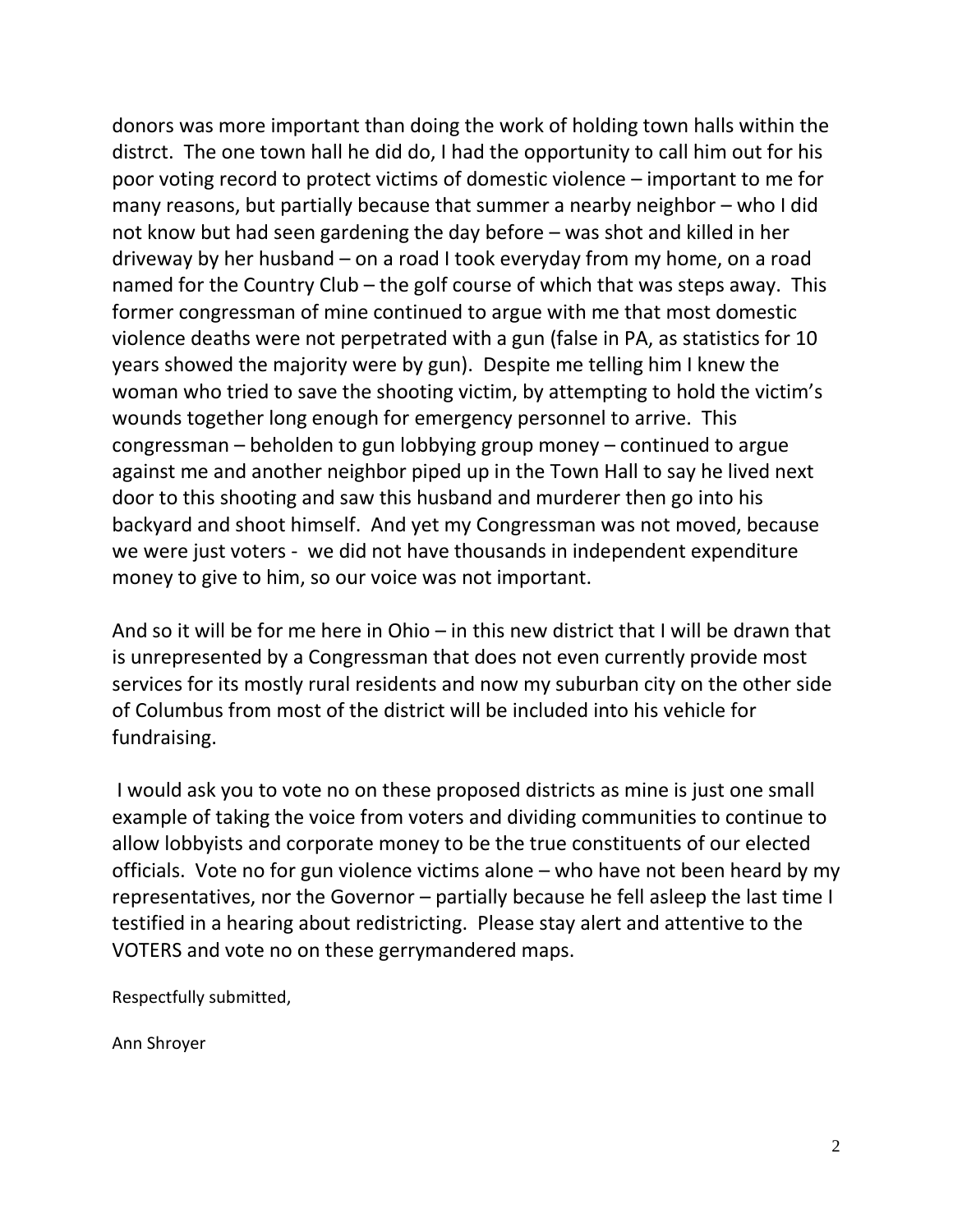donors was more important than doing the work of holding town halls within the distrct. The one town hall he did do, I had the opportunity to call him out for his poor voting record to protect victims of domestic violence – important to me for many reasons, but partially because that summer a nearby neighbor – who I did not know but had seen gardening the day before – was shot and killed in her driveway by her husband – on a road I took everyday from my home, on a road named for the Country Club – the golf course of which that was steps away. This former congressman of mine continued to argue with me that most domestic violence deaths were not perpetrated with a gun (false in PA, as statistics for 10 years showed the majority were by gun). Despite me telling him I knew the woman who tried to save the shooting victim, by attempting to hold the victim's wounds together long enough for emergency personnel to arrive. This congressman – beholden to gun lobbying group money – continued to argue against me and another neighbor piped up in the Town Hall to say he lived next door to this shooting and saw this husband and murderer then go into his backyard and shoot himself. And yet my Congressman was not moved, because we were just voters - we did not have thousands in independent expenditure money to give to him, so our voice was not important.

And so it will be for me here in Ohio – in this new district that I will be drawn that is unrepresented by a Congressman that does not even currently provide most services for its mostly rural residents and now my suburban city on the other side of Columbus from most of the district will be included into his vehicle for fundraising.

I would ask you to vote no on these proposed districts as mine is just one small example of taking the voice from voters and dividing communities to continue to allow lobbyists and corporate money to be the true constituents of our elected officials. Vote no for gun violence victims alone – who have not been heard by my representatives, nor the Governor – partially because he fell asleep the last time I testified in a hearing about redistricting. Please stay alert and attentive to the VOTERS and vote no on these gerrymandered maps.

Respectfully submitted,

Ann Shroyer